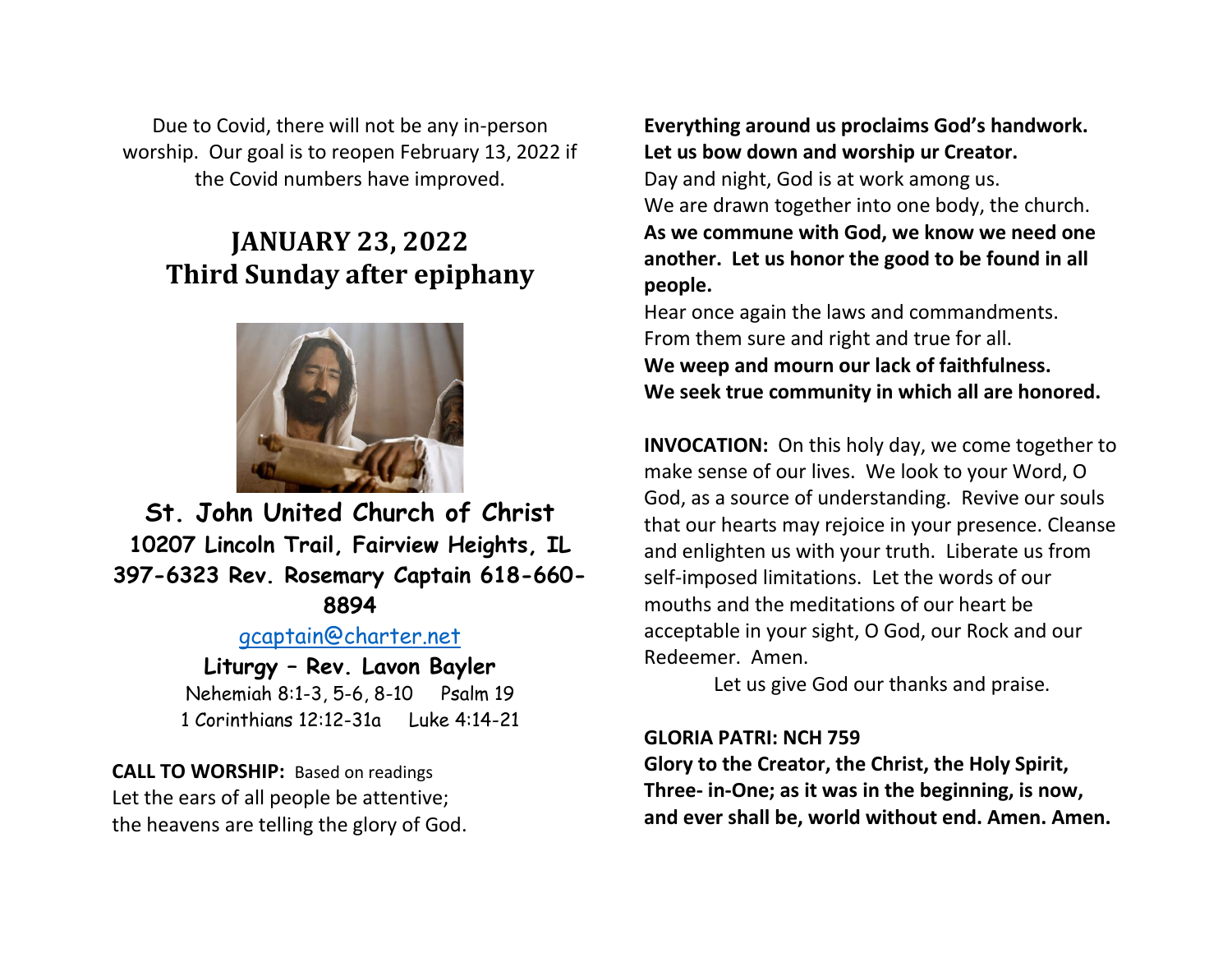Due to Covid, there will not be any in-person worship. Our goal is to reopen February 13, 2022 if the Covid numbers have improved.

# JANUARY 23, 2022
# Third Sunday after epiphany

## St. John United Church of Christ

**10207 Lincoln Trail, Fairview Heights, IL**
**397-6323 Rev. Rosemary Captain 618-660-8894**

gcaptain@charter.net

**Liturgy – Rev. Lavon Bayler**

Nehemiah 8:1-3, 5-6, 8-10   Psalm 19
1 Corinthians 12:12-31a   Luke 4:14-21

**CALL TO WORSHIP:** Based on readings

Let the ears of all people be attentive;
the heavens are telling the glory of God.
**Everything around us proclaims God's handwork.**
**Let us bow down and worship ur Creator.**
Day and night, God is at work among us.
We are drawn together into one body, the church.
**As we commune with God, we know we need one another. Let us honor the good to be found in all people.**
Hear once again the laws and commandments.
From them sure and right and true for all.
**We weep and mourn our lack of faithfulness.**
**We seek true community in which all are honored.**

**INVOCATION:** On this holy day, we come together to make sense of our lives. We look to your Word, O God, as a source of understanding. Revive our souls that our hearts may rejoice in your presence. Cleanse and enlighten us with your truth. Liberate us from self-imposed limitations. Let the words of our mouths and the meditations of our heart be acceptable in your sight, O God, our Rock and our Redeemer. Amen.

Let us give God our thanks and praise.

**GLORIA PATRI: NCH 759**

**Glory to the Creator, the Christ, the Holy Spirit, Three- in-One; as it was in the beginning, is now, and ever shall be, world without end. Amen. Amen.**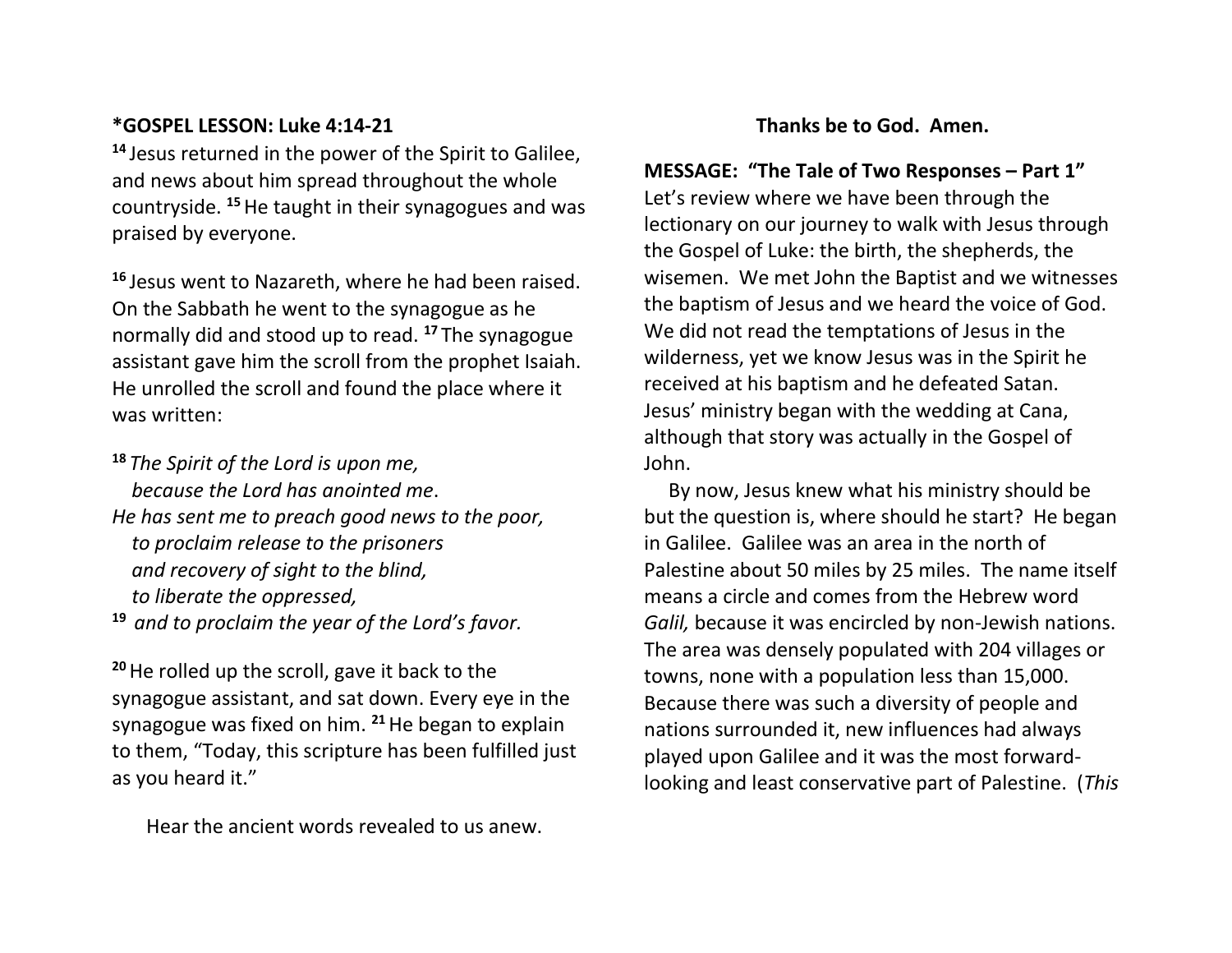**\*GOSPEL LESSON: Luke 4:14-21**

[14] Jesus returned in the power of the Spirit to Galilee, and news about him spread throughout the whole countryside. [15] He taught in their synagogues and was praised by everyone.

[16] Jesus went to Nazareth, where he had been raised. On the Sabbath he went to the synagogue as he normally did and stood up to read. [17] The synagogue assistant gave him the scroll from the prophet Isaiah. He unrolled the scroll and found the place where it was written:

[18] *The Spirit of the Lord is upon me,*
*because the Lord has anointed me*.
*He has sent me to preach good news to the poor,*
*to proclaim release to the prisoners*
*and recovery of sight to the blind,*
*to liberate the oppressed,*
[19] *and to proclaim the year of the Lord's favor.*

[20] He rolled up the scroll, gave it back to the synagogue assistant, and sat down. Every eye in the synagogue was fixed on him. [21] He began to explain to them, "Today, this scripture has been fulfilled just as you heard it."

Hear the ancient words revealed to us anew.

**Thanks be to God. Amen.**

**MESSAGE: "The Tale of Two Responses – Part 1"**
Let's review where we have been through the lectionary on our journey to walk with Jesus through the Gospel of Luke: the birth, the shepherds, the wisemen. We met John the Baptist and we witnesses the baptism of Jesus and we heard the voice of God. We did not read the temptations of Jesus in the wilderness, yet we know Jesus was in the Spirit he received at his baptism and he defeated Satan. Jesus' ministry began with the wedding at Cana, although that story was actually in the Gospel of John.

By now, Jesus knew what his ministry should be but the question is, where should he start? He began in Galilee. Galilee was an area in the north of Palestine about 50 miles by 25 miles. The name itself means a circle and comes from the Hebrew word *Galil,* because it was encircled by non-Jewish nations. The area was densely populated with 204 villages or towns, none with a population less than 15,000. Because there was such a diversity of people and nations surrounded it, new influences had always played upon Galilee and it was the most forward-looking and least conservative part of Palestine. (*This*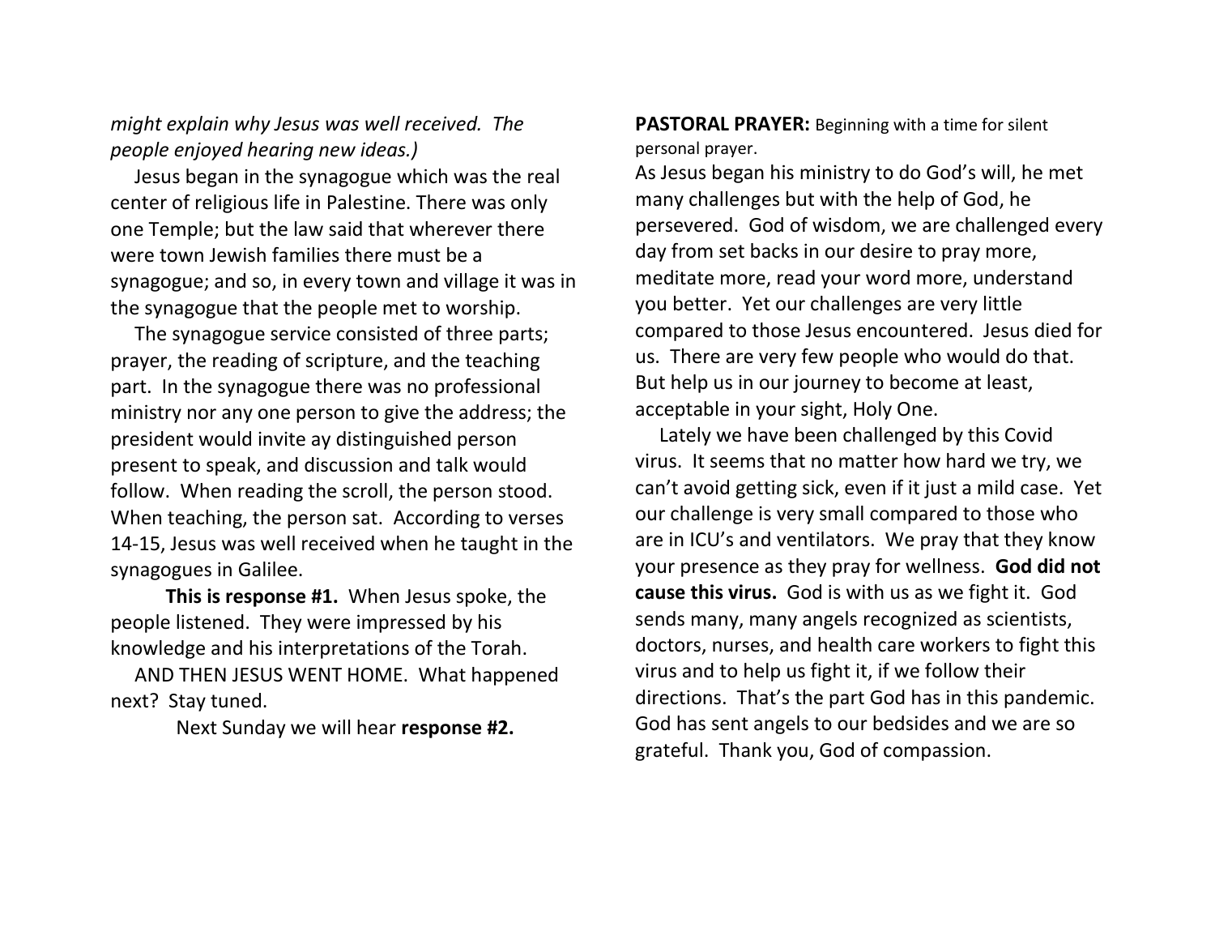*might explain why Jesus was well received. The people enjoyed hearing new ideas.)*

Jesus began in the synagogue which was the real center of religious life in Palestine. There was only one Temple; but the law said that wherever there were town Jewish families there must be a synagogue; and so, in every town and village it was in the synagogue that the people met to worship.

The synagogue service consisted of three parts; prayer, the reading of scripture, and the teaching part. In the synagogue there was no professional ministry nor any one person to give the address; the president would invite ay distinguished person present to speak, and discussion and talk would follow. When reading the scroll, the person stood. When teaching, the person sat. According to verses 14-15, Jesus was well received when he taught in the synagogues in Galilee.

**This is response #1.** When Jesus spoke, the people listened. They were impressed by his knowledge and his interpretations of the Torah.

AND THEN JESUS WENT HOME. What happened next? Stay tuned.

Next Sunday we will hear **response #2.**

**PASTORAL PRAYER:** Beginning with a time for silent personal prayer.

As Jesus began his ministry to do God's will, he met many challenges but with the help of God, he persevered. God of wisdom, we are challenged every day from set backs in our desire to pray more, meditate more, read your word more, understand you better. Yet our challenges are very little compared to those Jesus encountered. Jesus died for us. There are very few people who would do that. But help us in our journey to become at least, acceptable in your sight, Holy One.

Lately we have been challenged by this Covid virus. It seems that no matter how hard we try, we can't avoid getting sick, even if it just a mild case. Yet our challenge is very small compared to those who are in ICU's and ventilators. We pray that they know your presence as they pray for wellness. **God did not cause this virus.** God is with us as we fight it. God sends many, many angels recognized as scientists, doctors, nurses, and health care workers to fight this virus and to help us fight it, if we follow their directions. That's the part God has in this pandemic. God has sent angels to our bedsides and we are so grateful. Thank you, God of compassion.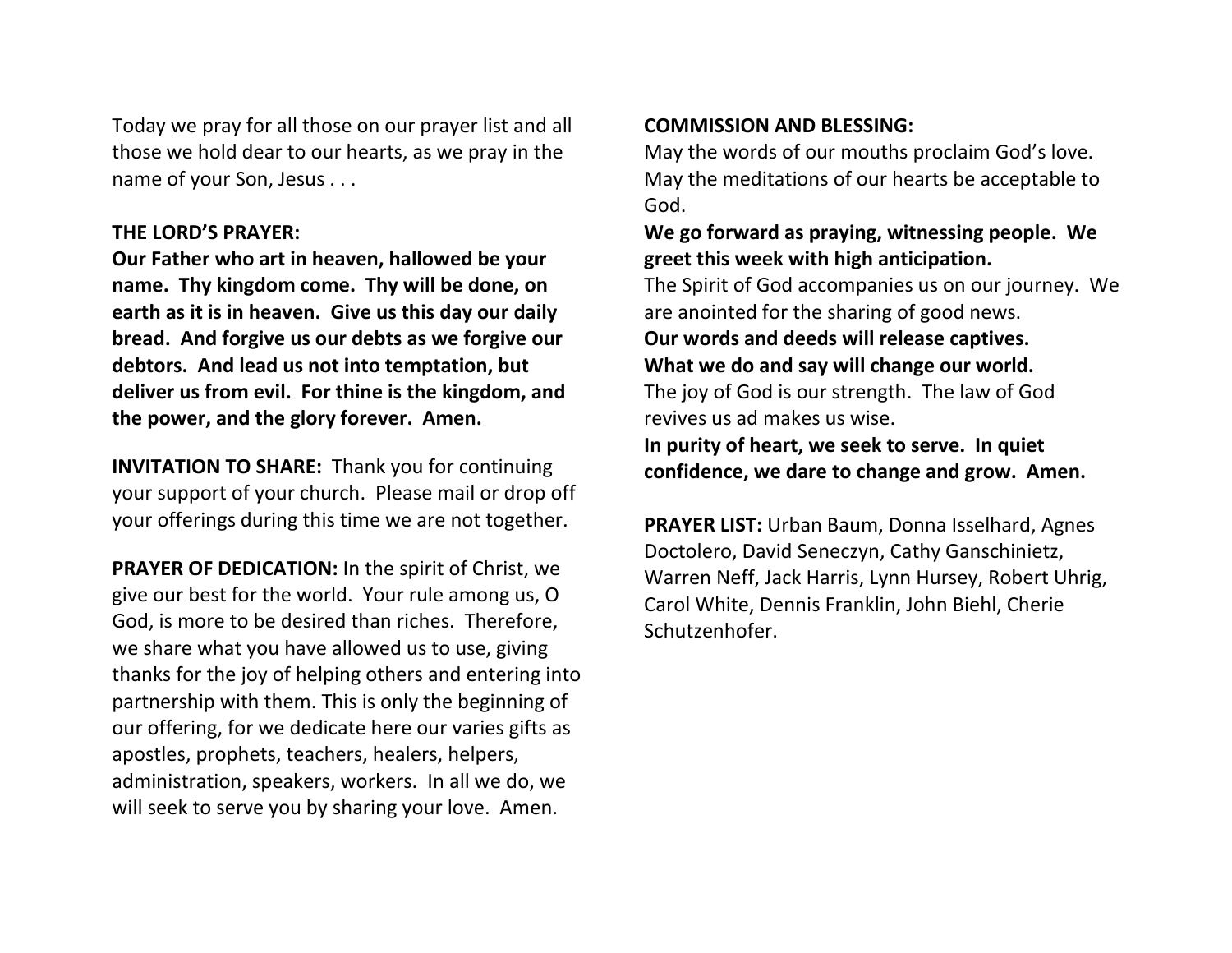Today we pray for all those on our prayer list and all those we hold dear to our hearts, as we pray in the name of your Son, Jesus . . .

**THE LORD'S PRAYER:**

**Our Father who art in heaven, hallowed be your name. Thy kingdom come. Thy will be done, on earth as it is in heaven. Give us this day our daily bread. And forgive us our debts as we forgive our debtors. And lead us not into temptation, but deliver us from evil. For thine is the kingdom, and the power, and the glory forever. Amen.**

**INVITATION TO SHARE:** Thank you for continuing your support of your church. Please mail or drop off your offerings during this time we are not together.

**PRAYER OF DEDICATION:** In the spirit of Christ, we give our best for the world. Your rule among us, O God, is more to be desired than riches. Therefore, we share what you have allowed us to use, giving thanks for the joy of helping others and entering into partnership with them. This is only the beginning of our offering, for we dedicate here our varies gifts as apostles, prophets, teachers, healers, helpers, administration, speakers, workers. In all we do, we will seek to serve you by sharing your love. Amen.

**COMMISSION AND BLESSING:**

May the words of our mouths proclaim God's love. May the meditations of our hearts be acceptable to God.

**We go forward as praying, witnessing people. We greet this week with high anticipation.**

The Spirit of God accompanies us on our journey. We are anointed for the sharing of good news.

**Our words and deeds will release captives. What we do and say will change our world.**

The joy of God is our strength. The law of God revives us ad makes us wise.

**In purity of heart, we seek to serve. In quiet confidence, we dare to change and grow. Amen.**

**PRAYER LIST:** Urban Baum, Donna Isselhard, Agnes Doctolero, David Seneczyn, Cathy Ganschinietz, Warren Neff, Jack Harris, Lynn Hursey, Robert Uhrig, Carol White, Dennis Franklin, John Biehl, Cherie Schutzenhofer.